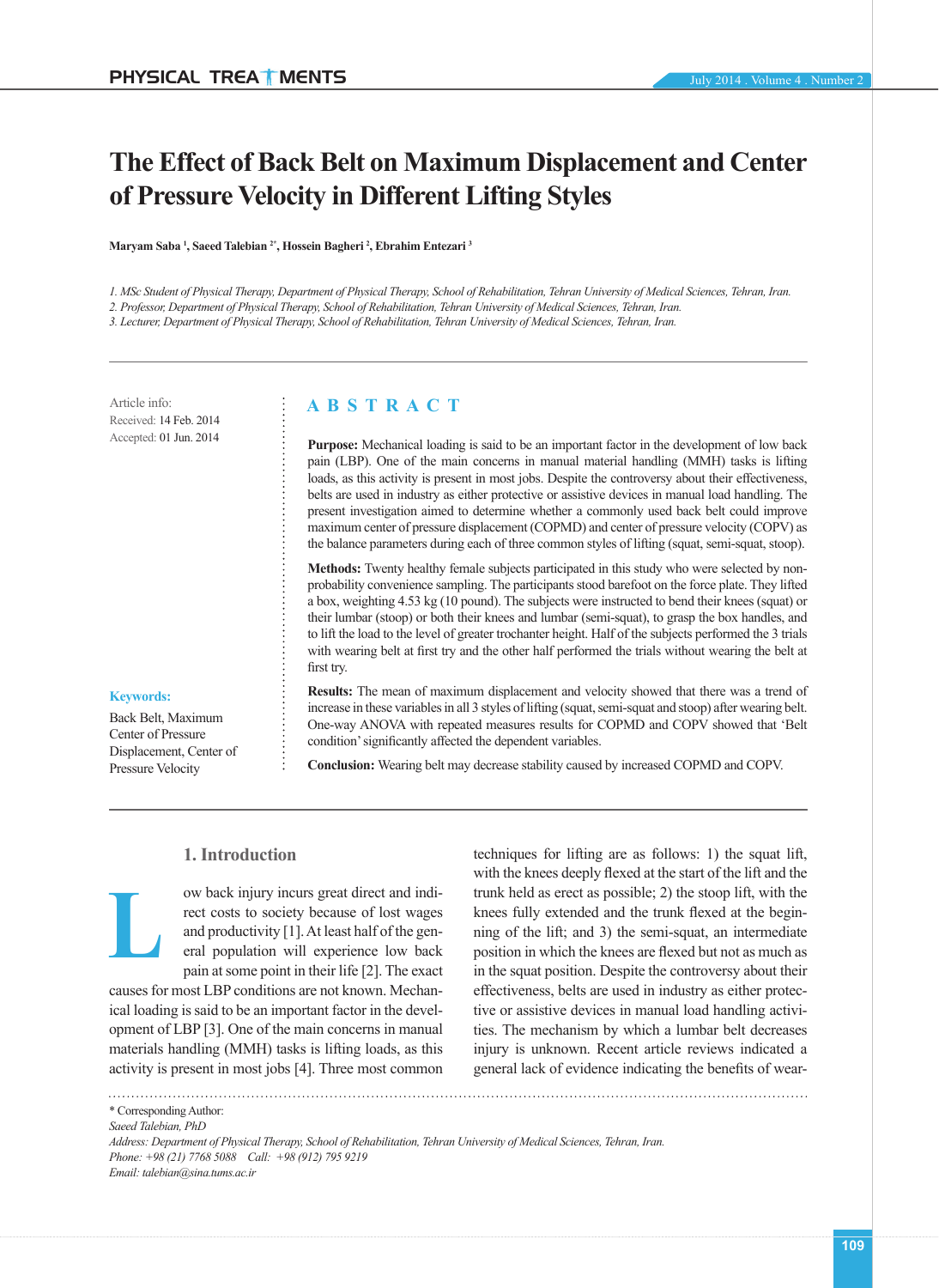# The Effect of Back Belt on Maximum Displacement and Center of Pressure Velocity in Different Lifting Styles

**Maryam Saba [1], Saeed Talebian [2*], Hossein Bagheri [2], Ebrahim Entezari [3]**

*1. MSc Student of Physical Therapy, Department of Physical Therapy, School of Rehabilitation, Tehran University of Medical Sciences, Tehran, Iran.*
*2. Professor, Department of Physical Therapy, School of Rehabilitation, Tehran University of Medical Sciences, Tehran, Iran.*
*3. Lecturer, Department of Physical Therapy, School of Rehabilitation, Tehran University of Medical Sciences, Tehran, Iran.*

Article info:
Received: 14 Feb. 2014
Accepted: 01 Jun. 2014

**Keywords:**
Back Belt, Maximum Center of Pressure Displacement, Center of Pressure Velocity

## ABSTRACT

**Purpose:** Mechanical loading is said to be an important factor in the development of low back pain (LBP). One of the main concerns in manual material handling (MMH) tasks is lifting loads, as this activity is present in most jobs. Despite the controversy about their effectiveness, belts are used in industry as either protective or assistive devices in manual load handling. The present investigation aimed to determine whether a commonly used back belt could improve maximum center of pressure displacement (COPMD) and center of pressure velocity (COPV) as the balance parameters during each of three common styles of lifting (squat, semi-squat, stoop).

**Methods:** Twenty healthy female subjects participated in this study who were selected by non-probability convenience sampling. The participants stood barefoot on the force plate. They lifted a box, weighting 4.53 kg (10 pound). The subjects were instructed to bend their knees (squat) or their lumbar (stoop) or both their knees and lumbar (semi-squat), to grasp the box handles, and to lift the load to the level of greater trochanter height. Half of the subjects performed the 3 trials with wearing belt at first try and the other half performed the trials without wearing the belt at first try.

**Results:** The mean of maximum displacement and velocity showed that there was a trend of increase in these variables in all 3 styles of lifting (squat, semi-squat and stoop) after wearing belt. One-way ANOVA with repeated measures results for COPMD and COPV showed that 'Belt condition' significantly affected the dependent variables.

**Conclusion:** Wearing belt may decrease stability caused by increased COPMD and COPV.

## 1. Introduction

Low back injury incurs great direct and indirect costs to society because of lost wages and productivity [1]. At least half of the general population will experience low back pain at some point in their life [2]. The exact causes for most LBP conditions are not known. Mechanical loading is said to be an important factor in the development of LBP [3]. One of the main concerns in manual materials handling (MMH) tasks is lifting loads, as this activity is present in most jobs [4]. Three most common techniques for lifting are as follows: 1) the squat lift, with the knees deeply flexed at the start of the lift and the trunk held as erect as possible; 2) the stoop lift, with the knees fully extended and the trunk flexed at the beginning of the lift; and 3) the semi-squat, an intermediate position in which the knees are flexed but not as much as in the squat position. Despite the controversy about their effectiveness, belts are used in industry as either protective or assistive devices in manual load handling activities. The mechanism by which a lumbar belt decreases injury is unknown. Recent article reviews indicated a general lack of evidence indicating the benefits of wear-

\* Corresponding Author:
*Saeed Talebian, PhD*
*Address: Department of Physical Therapy, School of Rehabilitation, Tehran University of Medical Sciences, Tehran, Iran.*
*Phone: +98 (21) 7768 5088 Call: +98 (912) 795 9219*
*Email: talebian@sina.tums.ac.ir*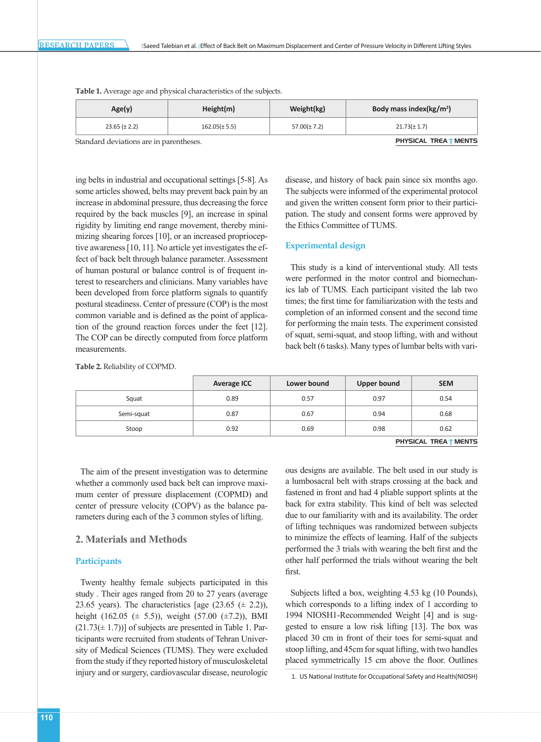Table 1. Average age and physical characteristics of the subjects.

| Age(y) | Height(m) | Weight(kg) | Body mass index(kg/m²) |
|---|---|---|---|
| 23.65 (± 2.2) | 162.05(± 5.5) | 57.00(± 7.2) | 21.73(± 1.7) |

Standard deviations are in parentheses.

ing belts in industrial and occupational settings [5-8]. As some articles showed, belts may prevent back pain by an increase in abdominal pressure, thus decreasing the force required by the back muscles [9], an increase in spinal rigidity by limiting end range movement, thereby minimizing shearing forces [10], or an increased proprioceptive awareness [10, 11]. No article yet investigates the effect of back belt through balance parameter. Assessment of human postural or balance control is of frequent interest to researchers and clinicians. Many variables have been developed from force platform signals to quantify postural steadiness. Center of pressure (COP) is the most common variable and is defined as the point of application of the ground reaction forces under the feet [12]. The COP can be directly computed from force platform measurements.

Table 2. Reliability of COPMD.

| | Average ICC | Lower bound | Upper bound | SEM |
|---|---|---|---|---|
| Squat | 0.89 | 0.57 | 0.97 | 0.54 |
| Semi-squat | 0.87 | 0.67 | 0.94 | 0.68 |
| Stoop | 0.92 | 0.69 | 0.98 | 0.62 |

The aim of the present investigation was to determine whether a commonly used back belt can improve maximum center of pressure displacement (COPMD) and center of pressure velocity (COPV) as the balance parameters during each of the 3 common styles of lifting.

## 2. Materials and Methods

### Participants

Twenty healthy female subjects participated in this study . Their ages ranged from 20 to 27 years (average 23.65 years). The characteristics [age (23.65 (± 2.2)), height (162.05 (± 5.5)), weight (57.00 (±7.2)), BMI (21.73(± 1.7))] of subjects are presented in Table 1. Participants were recruited from students of Tehran University of Medical Sciences (TUMS). They were excluded from the study if they reported history of musculoskeletal injury and or surgery, cardiovascular disease, neurologic disease, and history of back pain since six months ago. The subjects were informed of the experimental protocol and given the written consent form prior to their participation. The study and consent forms were approved by the Ethics Committee of TUMS.

### Experimental design

This study is a kind of interventional study. All tests were performed in the motor control and biomechanics lab of TUMS. Each participant visited the lab two times; the first time for familiarization with the tests and completion of an informed consent and the second time for performing the main tests. The experiment consisted of squat, semi-squat, and stoop lifting, with and without back belt (6 tasks). Many types of lumbar belts with various designs are available. The belt used in our study is a lumbosacral belt with straps crossing at the back and fastened in front and had 4 pliable support splints at the back for extra stability. This kind of belt was selected due to our familiarity with and its availability. The order of lifting techniques was randomized between subjects to minimize the effects of learning. Half of the subjects performed the 3 trials with wearing the belt first and the other half performed the trials without wearing the belt first.

Subjects lifted a box, weighting 4.53 kg (10 Pounds), which corresponds to a lifting index of 1 according to 1994 NIOSH1-Recommended Weight [4] and is suggested to ensure a low risk lifting [13]. The box was placed 30 cm in front of their toes for semi-squat and stoop lifting, and 45cm for squat lifting, with two handles placed symmetrically 15 cm above the floor. Outlines

1. US National Institute for Occupational Safety and Health(NIOSH)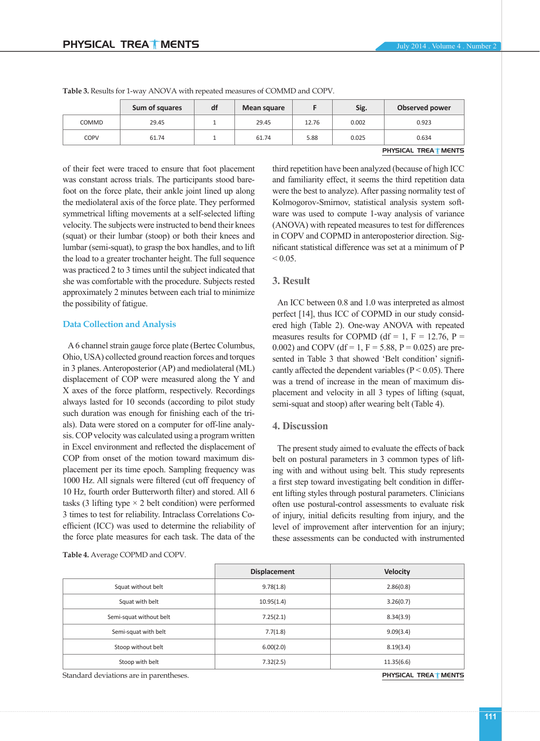**Table 3.** Results for 1-way ANOVA with repeated measures of COMMD and COPV.

| | Sum of squares | df | Mean square | F | Sig. | Observed power |
|---|---|---|---|---|---|---|
| COMMD | 29.45 | 1 | 29.45 | 12.76 | 0.002 | 0.923 |
| COPV | 61.74 | 1 | 61.74 | 5.88 | 0.025 | 0.634 |

of their feet were traced to ensure that foot placement was constant across trials. The participants stood barefoot on the force plate, their ankle joint lined up along the mediolateral axis of the force plate. They performed symmetrical lifting movements at a self-selected lifting velocity. The subjects were instructed to bend their knees (squat) or their lumbar (stoop) or both their knees and lumbar (semi-squat), to grasp the box handles, and to lift the load to a greater trochanter height. The full sequence was practiced 2 to 3 times until the subject indicated that she was comfortable with the procedure. Subjects rested approximately 2 minutes between each trial to minimize the possibility of fatigue.

### Data Collection and Analysis

A 6 channel strain gauge force plate (Bertec Columbus, Ohio, USA) collected ground reaction forces and torques in 3 planes. Anteroposterior (AP) and mediolateral (ML) displacement of COP were measured along the Y and X axes of the force platform, respectively. Recordings always lasted for 10 seconds (according to pilot study such duration was enough for finishing each of the trials). Data were stored on a computer for off-line analysis. COP velocity was calculated using a program written in Excel environment and reflected the displacement of COP from onset of the motion toward maximum displacement per its time epoch. Sampling frequency was 1000 Hz. All signals were filtered (cut off frequency of 10 Hz, fourth order Butterworth filter) and stored. All 6 tasks (3 lifting type × 2 belt condition) were performed 3 times to test for reliability. Intraclass Correlations Coefficient (ICC) was used to determine the reliability of the force plate measures for each task. The data of the third repetition have been analyzed (because of high ICC and familiarity effect, it seems the third repetition data were the best to analyze). After passing normality test of Kolmogorov-Smirnov, statistical analysis system software was used to compute 1-way analysis of variance (ANOVA) with repeated measures to test for differences in COPV and COPMD in anteroposterior direction. Significant statistical difference was set at a minimum of $P < 0.05$.

## 3. Result

An ICC between 0.8 and 1.0 was interpreted as almost perfect [14], thus ICC of COPMD in our study considered high (Table 2). One-way ANOVA with repeated measures results for COPMD ($df = 1$, $F = 12.76$, $P = 0.002$) and COPV ($df = 1$, $F = 5.88$, $P = 0.025$) are presented in Table 3 that showed 'Belt condition' significantly affected the dependent variables ($P < 0.05$). There was a trend of increase in the mean of maximum displacement and velocity in all 3 types of lifting (squat, semi-squat and stoop) after wearing belt (Table 4).

## 4. Discussion

The present study aimed to evaluate the effects of back belt on postural parameters in 3 common types of lifting with and without using belt. This study represents a first step toward investigating belt condition in different lifting styles through postural parameters. Clinicians often use postural-control assessments to evaluate risk of injury, initial deficits resulting from injury, and the level of improvement after intervention for an injury; these assessments can be conducted with instrumented

**Table 4.** Average COPMD and COPV.

| | Displacement | Velocity |
|---|---|---|
| Squat without belt | 9.78(1.8) | 2.86(0.8) |
| Squat with belt | 10.95(1.4) | 3.26(0.7) |
| Semi-squat without belt | 7.25(2.1) | 8.34(3.9) |
| Semi-squat with belt | 7.7(1.8) | 9.09(3.4) |
| Stoop without belt | 6.00(2.0) | 8.19(3.4) |
| Stoop with belt | 7.32(2.5) | 11.35(6.6) |

Standard deviations are in parentheses.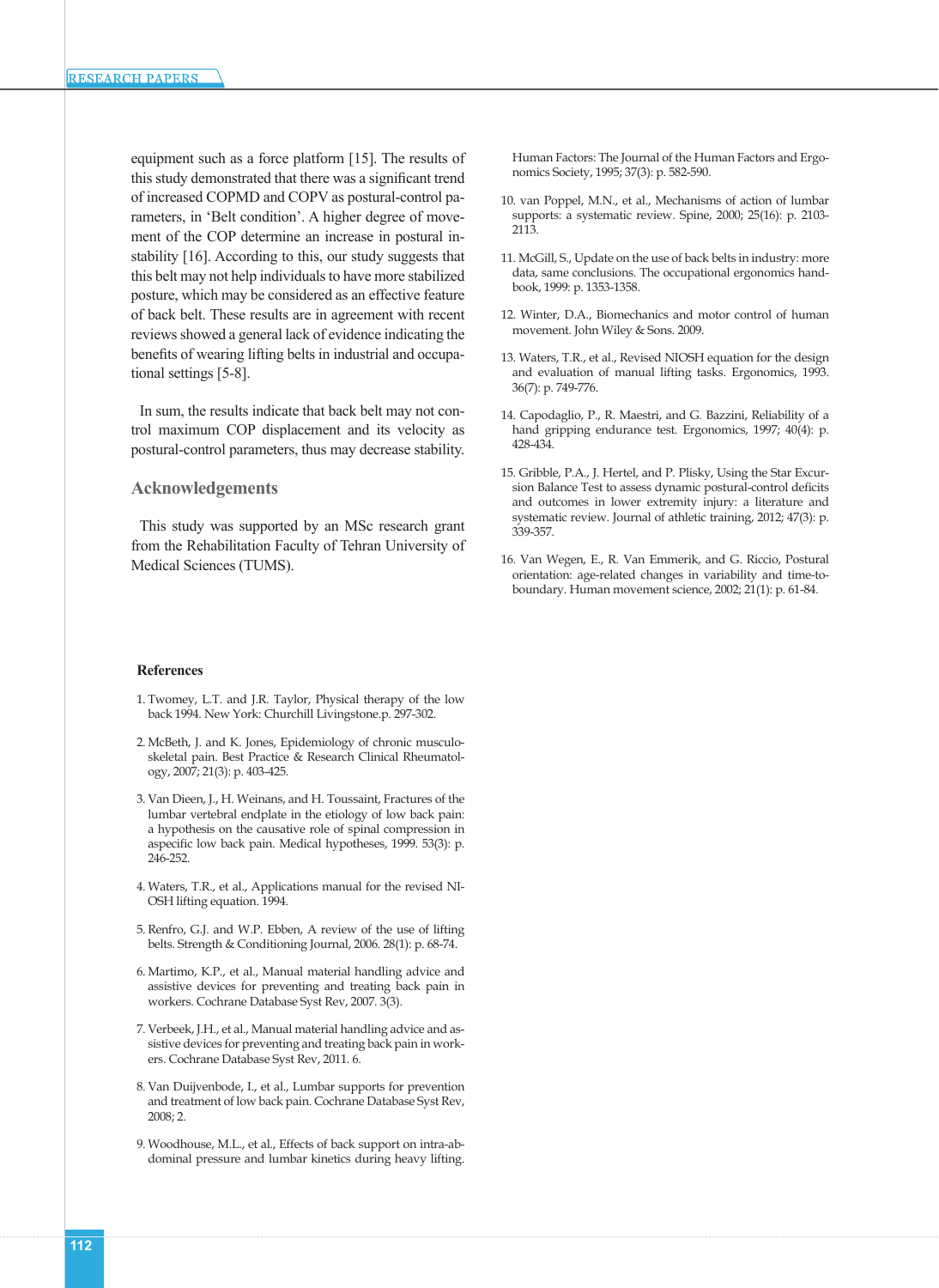equipment such as a force platform [15]. The results of this study demonstrated that there was a significant trend of increased COPMD and COPV as postural-control parameters, in 'Belt condition'. A higher degree of movement of the COP determine an increase in postural instability [16]. According to this, our study suggests that this belt may not help individuals to have more stabilized posture, which may be considered as an effective feature of back belt. These results are in agreement with recent reviews showed a general lack of evidence indicating the benefits of wearing lifting belts in industrial and occupational settings [5-8].

In sum, the results indicate that back belt may not control maximum COP displacement and its velocity as postural-control parameters, thus may decrease stability.

## Acknowledgements

This study was supported by an MSc research grant from the Rehabilitation Faculty of Tehran University of Medical Sciences (TUMS).

### References

1. Twomey, L.T. and J.R. Taylor, Physical therapy of the low back 1994. New York: Churchill Livingstone.p. 297-302.
2. McBeth, J. and K. Jones, Epidemiology of chronic musculoskeletal pain. Best Practice & Research Clinical Rheumatology, 2007; 21(3): p. 403-425.
3. Van Dieen, J., H. Weinans, and H. Toussaint, Fractures of the lumbar vertebral endplate in the etiology of low back pain: a hypothesis on the causative role of spinal compression in aspecific low back pain. Medical hypotheses, 1999. 53(3): p. 246-252.
4. Waters, T.R., et al., Applications manual for the revised NIOSH lifting equation. 1994.
5. Renfro, G.J. and W.P. Ebben, A review of the use of lifting belts. Strength & Conditioning Journal, 2006. 28(1): p. 68-74.
6. Martimo, K.P., et al., Manual material handling advice and assistive devices for preventing and treating back pain in workers. Cochrane Database Syst Rev, 2007. 3(3).
7. Verbeek, J.H., et al., Manual material handling advice and assistive devices for preventing and treating back pain in workers. Cochrane Database Syst Rev, 2011. 6.
8. Van Duijvenbode, I., et al., Lumbar supports for prevention and treatment of low back pain. Cochrane Database Syst Rev, 2008; 2.
9. Woodhouse, M.L., et al., Effects of back support on intra-abdominal pressure and lumbar kinetics during heavy lifting. Human Factors: The Journal of the Human Factors and Ergonomics Society, 1995; 37(3): p. 582-590.
10. van Poppel, M.N., et al., Mechanisms of action of lumbar supports: a systematic review. Spine, 2000; 25(16): p. 2103-2113.
11. McGill, S., Update on the use of back belts in industry: more data, same conclusions. The occupational ergonomics handbook, 1999: p. 1353-1358.
12. Winter, D.A., Biomechanics and motor control of human movement. John Wiley & Sons. 2009.
13. Waters, T.R., et al., Revised NIOSH equation for the design and evaluation of manual lifting tasks. Ergonomics, 1993. 36(7): p. 749-776.
14. Capodaglio, P., R. Maestri, and G. Bazzini, Reliability of a hand gripping endurance test. Ergonomics, 1997; 40(4): p. 428-434.
15. Gribble, P.A., J. Hertel, and P. Plisky, Using the Star Excursion Balance Test to assess dynamic postural-control deficits and outcomes in lower extremity injury: a literature and systematic review. Journal of athletic training, 2012; 47(3): p. 339-357.
16. Van Wegen, E., R. Van Emmerik, and G. Riccio, Postural orientation: age-related changes in variability and time-to-boundary. Human movement science, 2002; 21(1): p. 61-84.